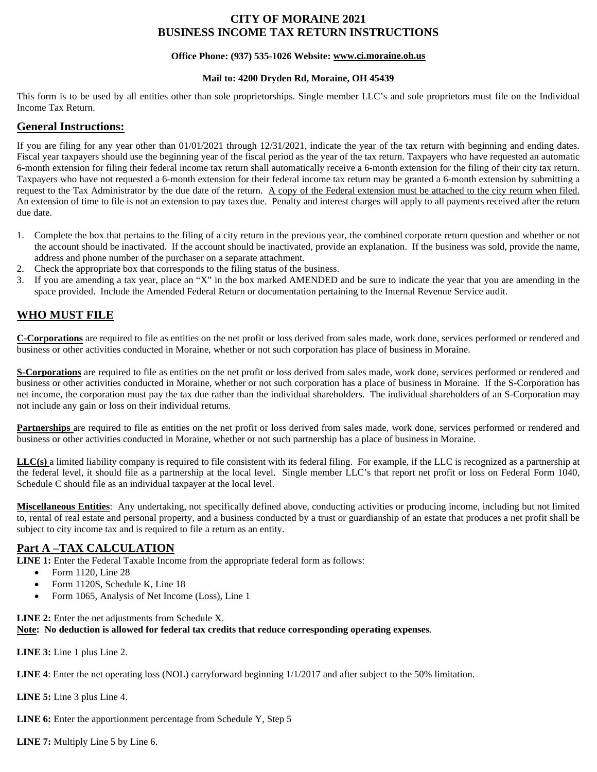# CITY OF MORAINE 2021
# BUSINESS INCOME TAX RETURN INSTRUCTIONS

**Office Phone: (937) 535-1026 Website: www.ci.moraine.oh.us**

**Mail to: 4200 Dryden Rd, Moraine, OH 45439**

This form is to be used by all entities other than sole proprietorships. Single member LLC's and sole proprietors must file on the Individual Income Tax Return.

## General Instructions:

If you are filing for any year other than 01/01/2021 through 12/31/2021, indicate the year of the tax return with beginning and ending dates. Fiscal year taxpayers should use the beginning year of the fiscal period as the year of the tax return. Taxpayers who have requested an automatic 6-month extension for filing their federal income tax return shall automatically receive a 6-month extension for the filing of their city tax return. Taxpayers who have not requested a 6-month extension for their federal income tax return may be granted a 6-month extension by submitting a request to the Tax Administrator by the due date of the return. A copy of the Federal extension must be attached to the city return when filed. An extension of time to file is not an extension to pay taxes due. Penalty and interest charges will apply to all payments received after the return due date.

1. Complete the box that pertains to the filing of a city return in the previous year, the combined corporate return question and whether or not the account should be inactivated. If the account should be inactivated, provide an explanation. If the business was sold, provide the name, address and phone number of the purchaser on a separate attachment.
2. Check the appropriate box that corresponds to the filing status of the business.
3. If you are amending a tax year, place an "X" in the box marked AMENDED and be sure to indicate the year that you are amending in the space provided. Include the Amended Federal Return or documentation pertaining to the Internal Revenue Service audit.

## WHO MUST FILE

**C-Corporations** are required to file as entities on the net profit or loss derived from sales made, work done, services performed or rendered and business or other activities conducted in Moraine, whether or not such corporation has place of business in Moraine.

**S-Corporations** are required to file as entities on the net profit or loss derived from sales made, work done, services performed or rendered and business or other activities conducted in Moraine, whether or not such corporation has a place of business in Moraine. If the S-Corporation has net income, the corporation must pay the tax due rather than the individual shareholders. The individual shareholders of an S-Corporation may not include any gain or loss on their individual returns.

**Partnerships** are required to file as entities on the net profit or loss derived from sales made, work done, services performed or rendered and business or other activities conducted in Moraine, whether or not such partnership has a place of business in Moraine.

**LLC(s)** a limited liability company is required to file consistent with its federal filing. For example, if the LLC is recognized as a partnership at the federal level, it should file as a partnership at the local level. Single member LLC's that report net profit or loss on Federal Form 1040, Schedule C should file as an individual taxpayer at the local level.

**Miscellaneous Entities**: Any undertaking, not specifically defined above, conducting activities or producing income, including but not limited to, rental of real estate and personal property, and a business conducted by a trust or guardianship of an estate that produces a net profit shall be subject to city income tax and is required to file a return as an entity.

## Part A –TAX CALCULATION

**LINE 1:** Enter the Federal Taxable Income from the appropriate federal form as follows:

- Form 1120, Line 28
- Form 1120S, Schedule K, Line 18
- Form 1065, Analysis of Net Income (Loss), Line 1

**LINE 2:** Enter the net adjustments from Schedule X.
**Note: No deduction is allowed for federal tax credits that reduce corresponding operating expenses**.

**LINE 3:** Line 1 plus Line 2.

**LINE 4**: Enter the net operating loss (NOL) carryforward beginning 1/1/2017 and after subject to the 50% limitation.

**LINE 5:** Line 3 plus Line 4.

**LINE 6:** Enter the apportionment percentage from Schedule Y, Step 5

**LINE 7:** Multiply Line 5 by Line 6.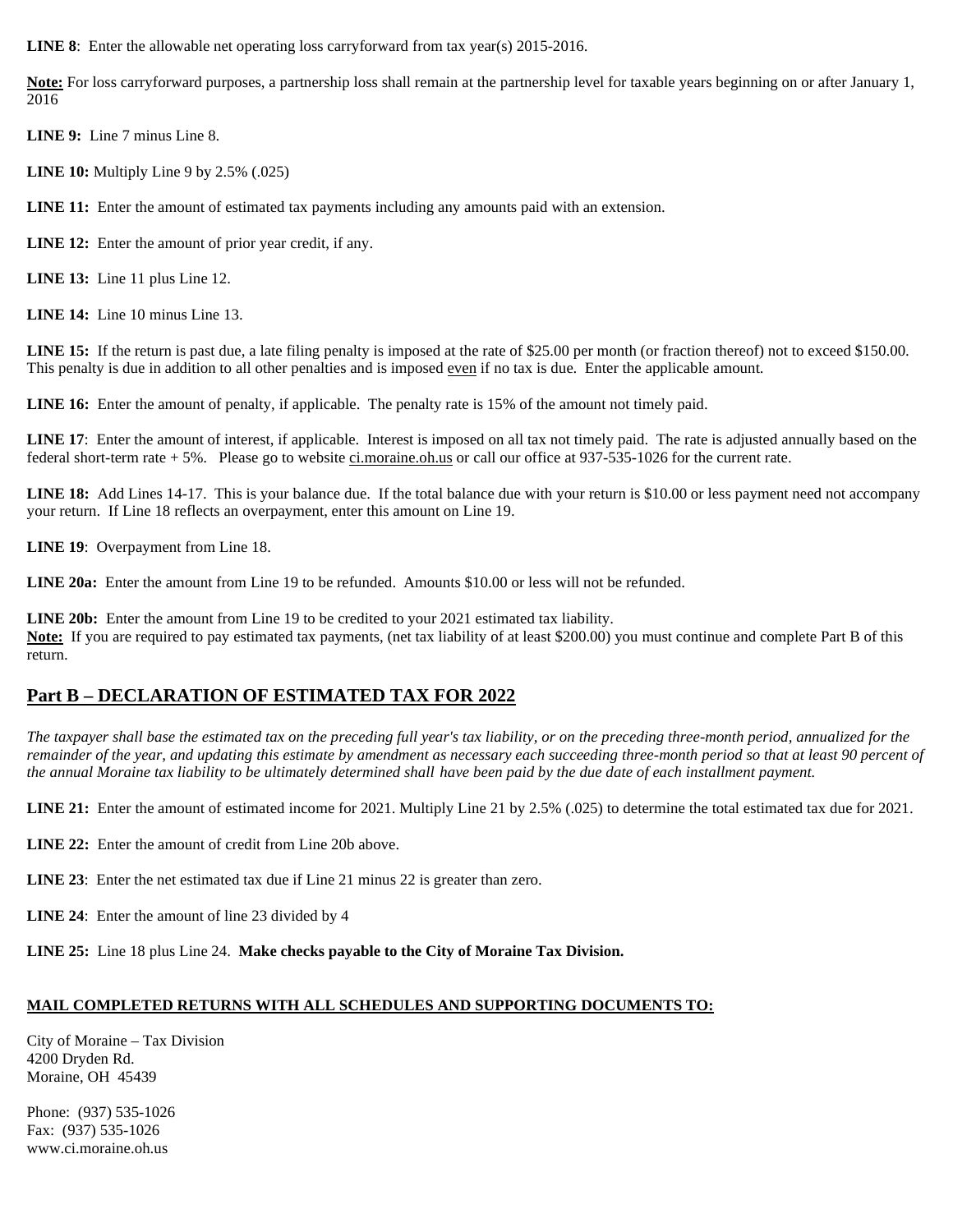**LINE 8**: Enter the allowable net operating loss carryforward from tax year(s) 2015-2016.

**Note:** For loss carryforward purposes, a partnership loss shall remain at the partnership level for taxable years beginning on or after January 1, 2016

**LINE 9:** Line 7 minus Line 8.

**LINE 10:** Multiply Line 9 by 2.5% (.025)

**LINE 11:** Enter the amount of estimated tax payments including any amounts paid with an extension.

**LINE 12:** Enter the amount of prior year credit, if any.

**LINE 13:** Line 11 plus Line 12.

**LINE 14:** Line 10 minus Line 13.

**LINE 15:** If the return is past due, a late filing penalty is imposed at the rate of $25.00 per month (or fraction thereof) not to exceed $150.00. This penalty is due in addition to all other penalties and is imposed even if no tax is due. Enter the applicable amount.

**LINE 16:** Enter the amount of penalty, if applicable. The penalty rate is 15% of the amount not timely paid.

**LINE 17**: Enter the amount of interest, if applicable. Interest is imposed on all tax not timely paid. The rate is adjusted annually based on the federal short-term rate + 5%. Please go to website ci.moraine.oh.us or call our office at 937-535-1026 for the current rate.

**LINE 18:** Add Lines 14-17. This is your balance due. If the total balance due with your return is $10.00 or less payment need not accompany your return. If Line 18 reflects an overpayment, enter this amount on Line 19.

**LINE 19**: Overpayment from Line 18.

**LINE 20a:** Enter the amount from Line 19 to be refunded. Amounts $10.00 or less will not be refunded.

**LINE 20b:** Enter the amount from Line 19 to be credited to your 2021 estimated tax liability.
**Note:** If you are required to pay estimated tax payments, (net tax liability of at least $200.00) you must continue and complete Part B of this return.

## Part B – DECLARATION OF ESTIMATED TAX FOR 2022

*The taxpayer shall base the estimated tax on the preceding full year's tax liability, or on the preceding three-month period, annualized for the remainder of the year, and updating this estimate by amendment as necessary each succeeding three-month period so that at least 90 percent of the annual Moraine tax liability to be ultimately determined shall have been paid by the due date of each installment payment.*

**LINE 21:** Enter the amount of estimated income for 2021. Multiply Line 21 by 2.5% (.025) to determine the total estimated tax due for 2021.

**LINE 22:** Enter the amount of credit from Line 20b above.

**LINE 23**: Enter the net estimated tax due if Line 21 minus 22 is greater than zero.

**LINE 24**: Enter the amount of line 23 divided by 4

**LINE 25:** Line 18 plus Line 24. **Make checks payable to the City of Moraine Tax Division.**

**MAIL COMPLETED RETURNS WITH ALL SCHEDULES AND SUPPORTING DOCUMENTS TO:**

City of Moraine – Tax Division
4200 Dryden Rd.
Moraine, OH 45439

Phone: (937) 535-1026
Fax: (937) 535-1026
www.ci.moraine.oh.us